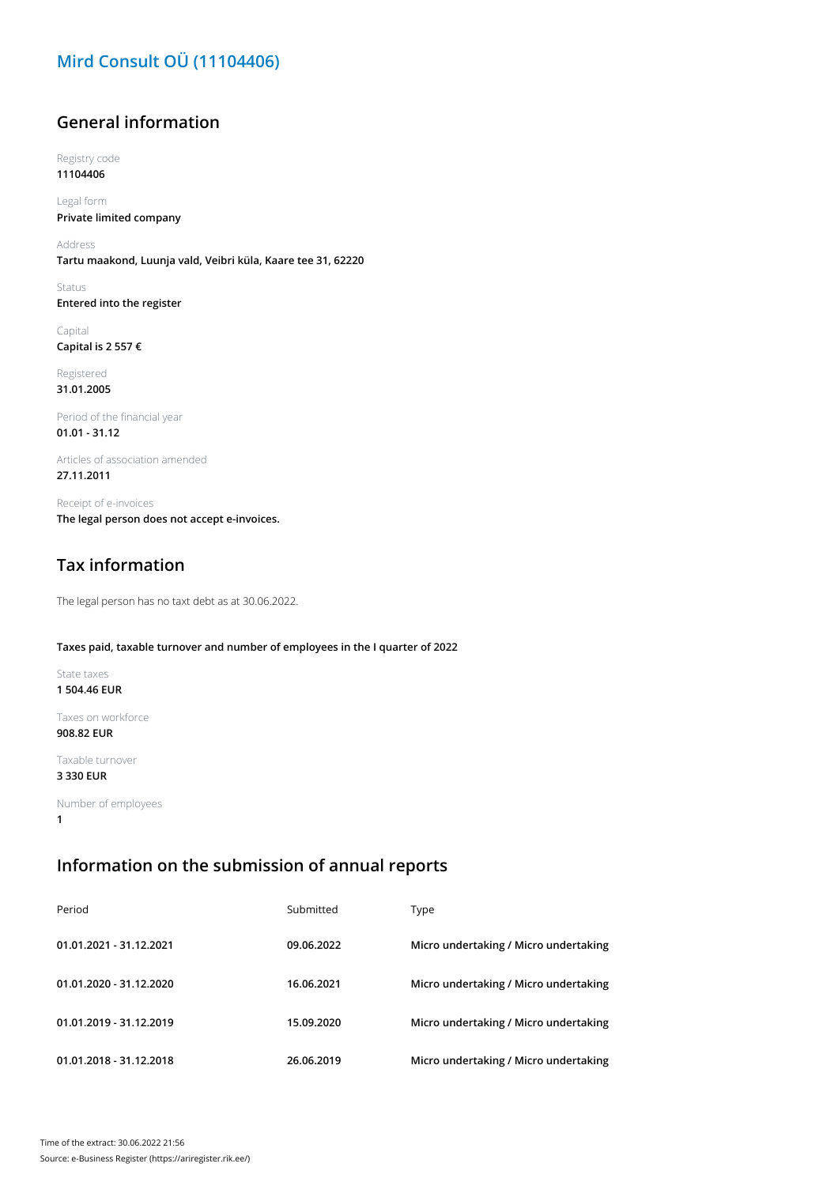# Mird Consult OÜ (11104406)

## General information

Registry code
**11104406**

Legal form
**Private limited company**

Address
**Tartu maakond, Luunja vald, Veibri küla, Kaare tee 31, 62220**

Status
**Entered into the register**

Capital
**Capital is 2 557 €**

Registered
**31.01.2005**

Period of the financial year
**01.01 - 31.12**

Articles of association amended
**27.11.2011**

Receipt of e-invoices
**The legal person does not accept e-invoices.**

## Tax information

The legal person has no taxt debt as at 30.06.2022.

**Taxes paid, taxable turnover and number of employees in the I quarter of 2022**

State taxes
**1 504.46 EUR**

Taxes on workforce
**908.82 EUR**

Taxable turnover
**3 330 EUR**

Number of employees
**1**

## Information on the submission of annual reports

| Period | Submitted | Type |
|---|---|---|
| **01.01.2021 - 31.12.2021** | **09.06.2022** | **Micro undertaking / Micro undertaking** |
| **01.01.2020 - 31.12.2020** | **16.06.2021** | **Micro undertaking / Micro undertaking** |
| **01.01.2019 - 31.12.2019** | **15.09.2020** | **Micro undertaking / Micro undertaking** |
| **01.01.2018 - 31.12.2018** | **26.06.2019** | **Micro undertaking / Micro undertaking** |

Time of the extract: 30.06.2022 21:56
Source: e-Business Register (https://ariregister.rik.ee/)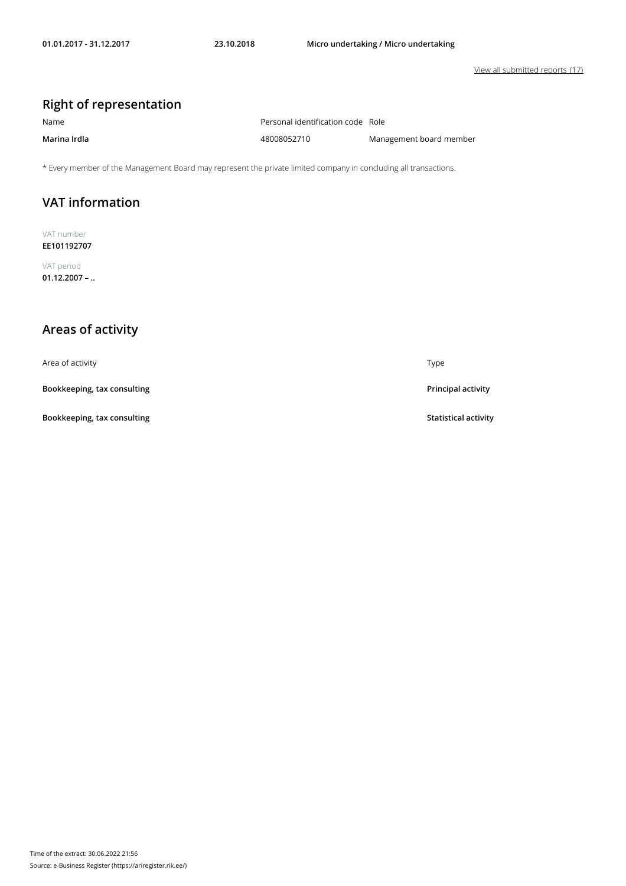| | | |
|---|---|---|
| 01.01.2017 - 31.12.2017 | 23.10.2018 | Micro undertaking / Micro undertaking |

View all submitted reports (17)

## Right of representation

| Name | Personal identification code | Role |
|---|---|---|
| **Marina Irdla** | 48008052710 | Management board member |

* Every member of the Management Board may represent the private limited company in concluding all transactions.

## VAT information

VAT number
**EE101192707**

VAT period
**01.12.2007 – ..**

## Areas of activity

| Area of activity | Type |
|---|---|
| **Bookkeeping, tax consulting** | **Principal activity** |
| **Bookkeeping, tax consulting** | **Statistical activity** |

Time of the extract: 30.06.2022 21:56
Source: e-Business Register (https://ariregister.rik.ee/)